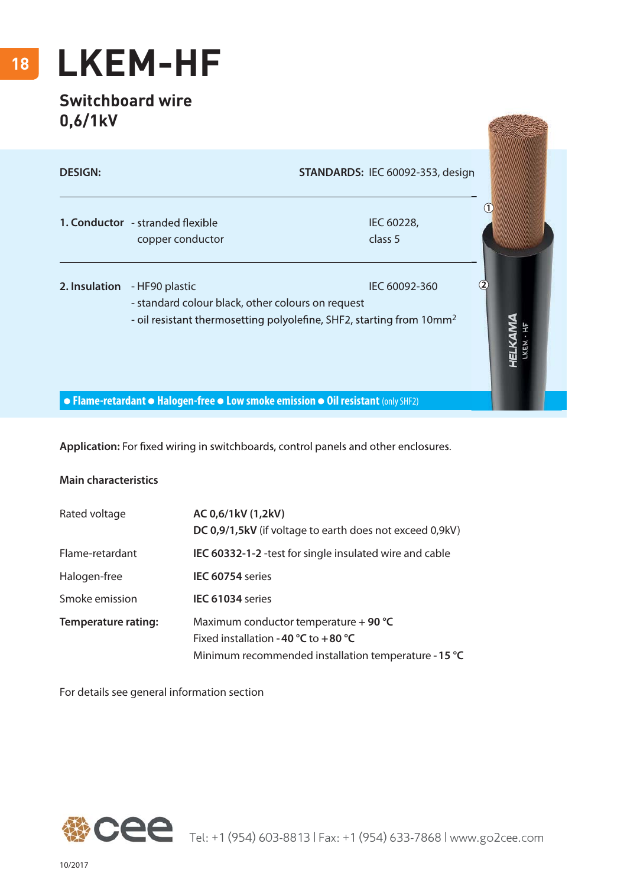# LKEM-HF

## Switchboard wire
## 0,6/1kV

**DESIGN:** **STANDARDS:** IEC 60092-353, design

| | | |
|---|---|---|
| **1. Conductor** | - stranded flexible copper conductor | IEC 60228, class 5 |
| **2. Insulation** | - HF90 plastic<br>- standard colour black, other colours on request<br>- oil resistant thermosetting polyolefine, SHF2, starting from 10mm$^2$ | IEC 60092-360 |

● **Flame-retardant** ● **Halogen-free** ● **Low smoke emission** ● **Oil resistant** (only SHF2)

**Application:** For fixed wiring in switchboards, control panels and other enclosures.

**Main characteristics**

| | |
|---|---|
| Rated voltage | **AC 0,6/1kV (1,2kV)**<br>**DC 0,9/1,5kV** (if voltage to earth does not exceed 0,9kV) |
| Flame-retardant | **IEC 60332-1-2** -test for single insulated wire and cable |
| Halogen-free | **IEC 60754** series |
| Smoke emission | **IEC 61034** series |
| **Temperature rating:** | Maximum conductor temperature **+ 90 °C**<br>Fixed installation **- 40 °C** to **+ 80 °C**<br>Minimum recommended installation temperature **- 15 °C** |

For details see general information section

Tel: +1 (954) 603-8813 | Fax: +1 (954) 633-7868 | www.go2cee.com

10/2017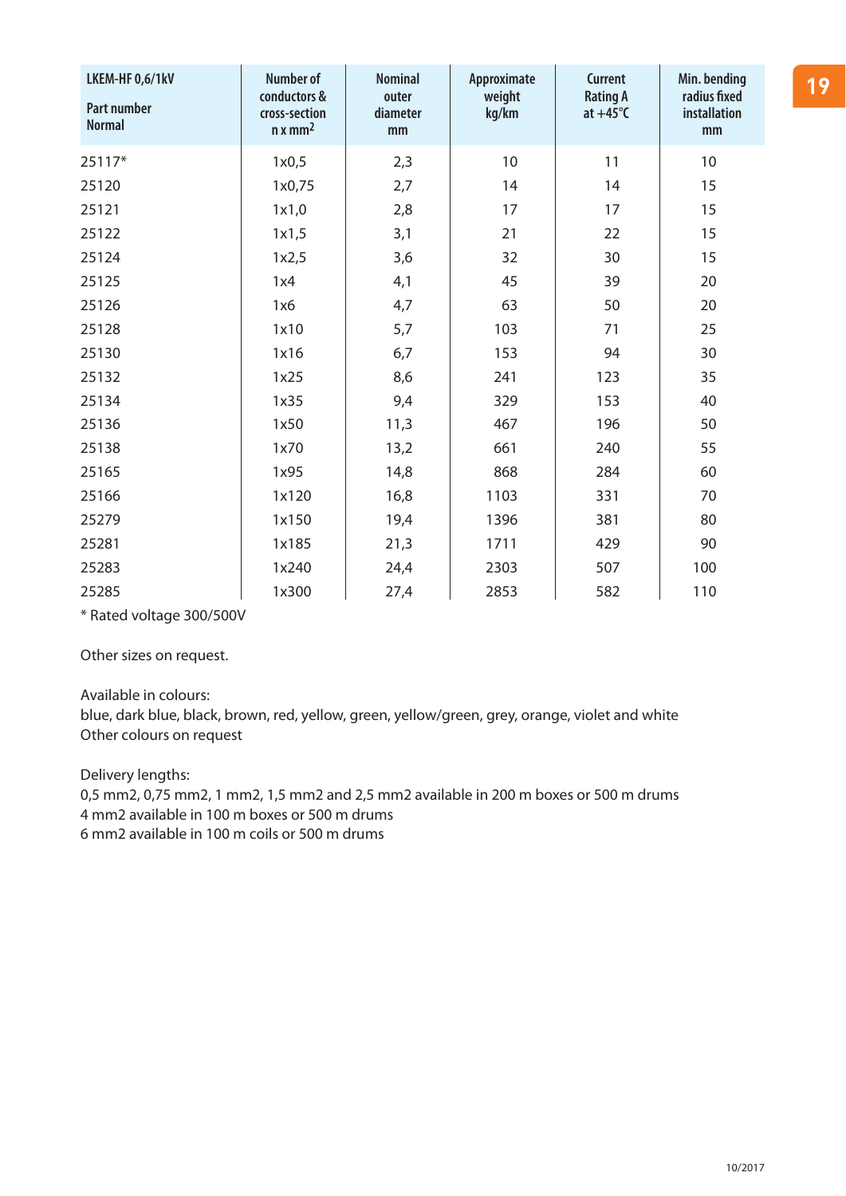| LKEM-HF 0,6/1kV<br><br>Part number Normal | Number of conductors & cross-section n x mm$^2$ | Nominal outer diameter mm | Approximate weight kg/km | Current Rating A at +45°C | Min. bending radius fixed installation mm |
|---|---|---|---|---|---|
| 25117* | 1x0,5 | 2,3 | 10 | 11 | 10 |
| 25120 | 1x0,75 | 2,7 | 14 | 14 | 15 |
| 25121 | 1x1,0 | 2,8 | 17 | 17 | 15 |
| 25122 | 1x1,5 | 3,1 | 21 | 22 | 15 |
| 25124 | 1x2,5 | 3,6 | 32 | 30 | 15 |
| 25125 | 1x4 | 4,1 | 45 | 39 | 20 |
| 25126 | 1x6 | 4,7 | 63 | 50 | 20 |
| 25128 | 1x10 | 5,7 | 103 | 71 | 25 |
| 25130 | 1x16 | 6,7 | 153 | 94 | 30 |
| 25132 | 1x25 | 8,6 | 241 | 123 | 35 |
| 25134 | 1x35 | 9,4 | 329 | 153 | 40 |
| 25136 | 1x50 | 11,3 | 467 | 196 | 50 |
| 25138 | 1x70 | 13,2 | 661 | 240 | 55 |
| 25165 | 1x95 | 14,8 | 868 | 284 | 60 |
| 25166 | 1x120 | 16,8 | 1103 | 331 | 70 |
| 25279 | 1x150 | 19,4 | 1396 | 381 | 80 |
| 25281 | 1x185 | 21,3 | 1711 | 429 | 90 |
| 25283 | 1x240 | 24,4 | 2303 | 507 | 100 |
| 25285 | 1x300 | 27,4 | 2853 | 582 | 110 |

* Rated voltage 300/500V

Other sizes on request.

Available in colours:
blue, dark blue, black, brown, red, yellow, green, yellow/green, grey, orange, violet and white
Other colours on request

Delivery lengths:
0,5 mm2, 0,75 mm2, 1 mm2, 1,5 mm2 and 2,5 mm2 available in 200 m boxes or 500 m drums
4 mm2 available in 100 m boxes or 500 m drums
6 mm2 available in 100 m coils or 500 m drums